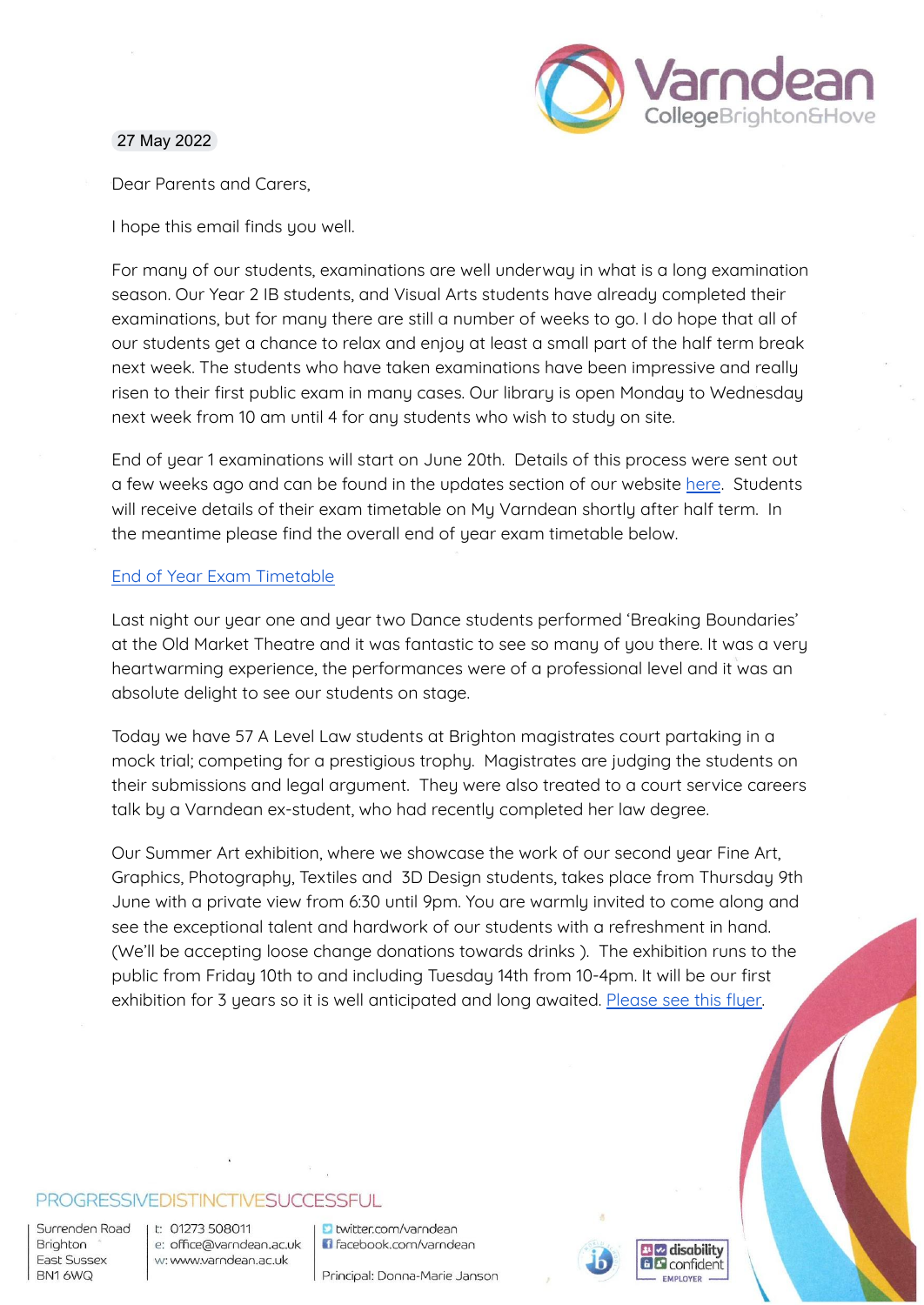27 May 2022

Dear Parents and Carers,

I hope this email finds you well.

For many of our students, examinations are well underway in what is a long examination season. Our Year 2 IB students, and Visual Arts students have already completed their examinations, but for many there are still a number of weeks to go. I do hope that all of our students get a chance to relax and enjoy at least a small part of the half term break next week. The students who have taken examinations have been impressive and really risen to their first public exam in many cases. Our library is open Monday to Wednesday next week from 10 am until 4 for any students who wish to study on site.

End of year 1 examinations will start on June 20th. Details of this process were sent out a few weeks ago and can be found in the updates section of our website here. Students will receive details of their exam timetable on My Varndean shortly after half term. In the meantime please find the overall end of year exam timetable below.

End of Year Exam Timetable

Last night our year one and year two Dance students performed 'Breaking Boundaries' at the Old Market Theatre and it was fantastic to see so many of you there. It was a very heartwarming experience, the performances were of a professional level and it was an absolute delight to see our students on stage.

Today we have 57 A Level Law students at Brighton magistrates court partaking in a mock trial; competing for a prestigious trophy. Magistrates are judging the students on their submissions and legal argument. They were also treated to a court service careers talk by a Varndean ex-student, who had recently completed her law degree.

Our Summer Art exhibition, where we showcase the work of our second year Fine Art, Graphics, Photography, Textiles and 3D Design students, takes place from Thursday 9th June with a private view from 6:30 until 9pm. You are warmly invited to come along and see the exceptional talent and hardwork of our students with a refreshment in hand. (We'll be accepting loose change donations towards drinks ). The exhibition runs to the public from Friday 10th to and including Tuesday 14th from 10-4pm. It will be our first exhibition for 3 years so it is well anticipated and long awaited. Please see this flyer.

PROGRESSIVE DISTINCTIVE SUCCESSFUL

Surrenden Road
Brighton
East Sussex
BN1 6WQ

t: 01273 508011
e: office@varndean.ac.uk
w: www.varndean.ac.uk

twitter.com/varndean
facebook.com/varndean

Principal: Donna-Marie Janson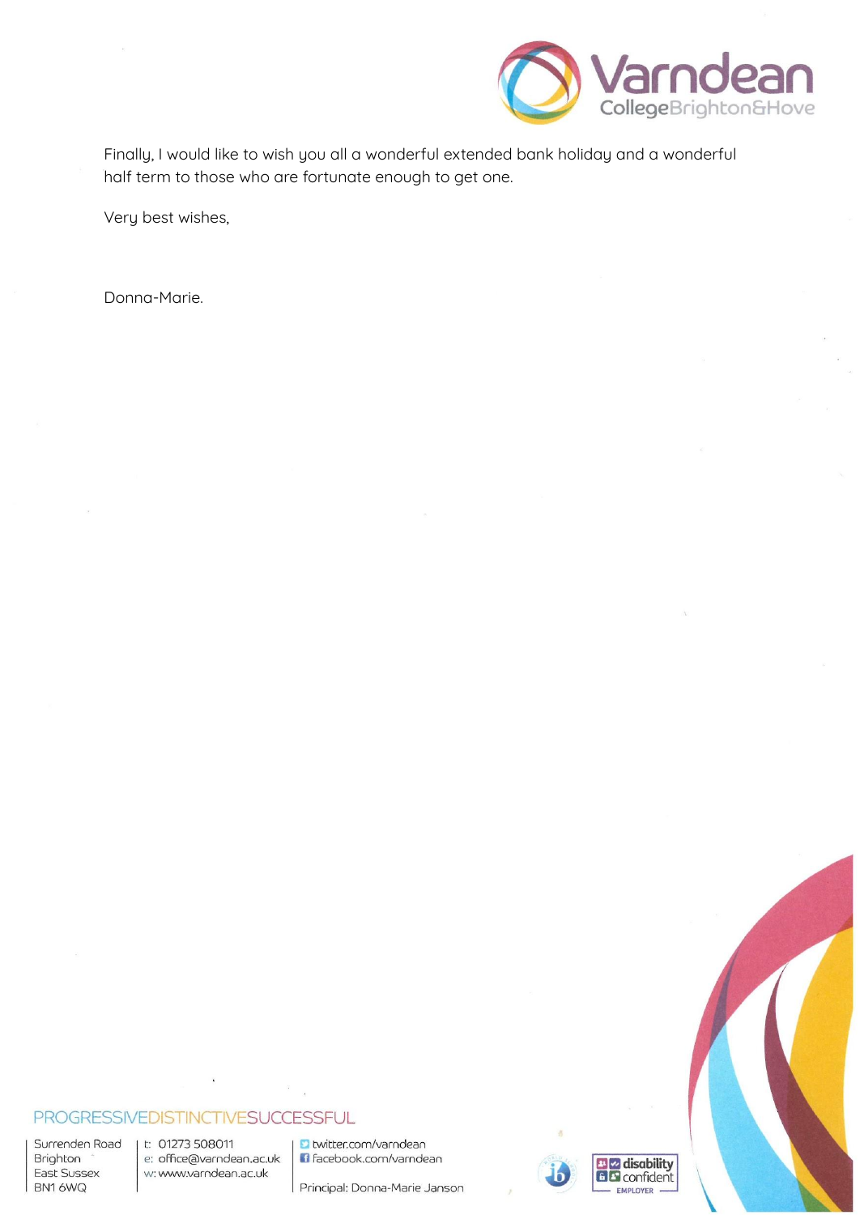Finally, I would like to wish you all a wonderful extended bank holiday and a wonderful half term to those who are fortunate enough to get one.

Very best wishes,

Donna-Marie.